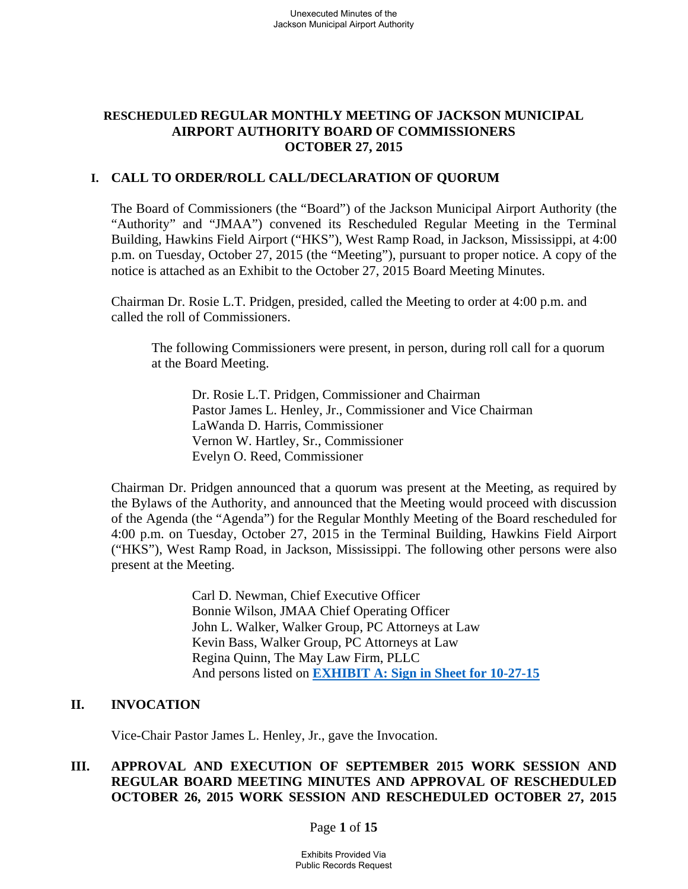**RESCHEDULED REGULAR MONTHLY MEETING OF JACKSON MUNICIPAL AIRPORT AUTHORITY BOARD OF COMMISSIONERS OCTOBER 27, 2015**

## I. CALL TO ORDER/ROLL CALL/DECLARATION OF QUORUM

The Board of Commissioners (the "Board") of the Jackson Municipal Airport Authority (the "Authority" and "JMAA") convened its Rescheduled Regular Meeting in the Terminal Building, Hawkins Field Airport ("HKS"), West Ramp Road, in Jackson, Mississippi, at 4:00 p.m. on Tuesday, October 27, 2015 (the "Meeting"), pursuant to proper notice. A copy of the notice is attached as an Exhibit to the October 27, 2015 Board Meeting Minutes.

Chairman Dr. Rosie L.T. Pridgen, presided, called the Meeting to order at 4:00 p.m. and called the roll of Commissioners.

The following Commissioners were present, in person, during roll call for a quorum at the Board Meeting.

Dr. Rosie L.T. Pridgen, Commissioner and Chairman
Pastor James L. Henley, Jr., Commissioner and Vice Chairman
LaWanda D. Harris, Commissioner
Vernon W. Hartley, Sr., Commissioner
Evelyn O. Reed, Commissioner

Chairman Dr. Pridgen announced that a quorum was present at the Meeting, as required by the Bylaws of the Authority, and announced that the Meeting would proceed with discussion of the Agenda (the "Agenda") for the Regular Monthly Meeting of the Board rescheduled for 4:00 p.m. on Tuesday, October 27, 2015 in the Terminal Building, Hawkins Field Airport ("HKS"), West Ramp Road, in Jackson, Mississippi. The following other persons were also present at the Meeting.

Carl D. Newman, Chief Executive Officer
Bonnie Wilson, JMAA Chief Operating Officer
John L. Walker, Walker Group, PC Attorneys at Law
Kevin Bass, Walker Group, PC Attorneys at Law
Regina Quinn, The May Law Firm, PLLC
And persons listed on **EXHIBIT A: Sign in Sheet for 10-27-15**

## II. INVOCATION

Vice-Chair Pastor James L. Henley, Jr., gave the Invocation.

## III. APPROVAL AND EXECUTION OF SEPTEMBER 2015 WORK SESSION AND REGULAR BOARD MEETING MINUTES AND APPROVAL OF RESCHEDULED OCTOBER 26, 2015 WORK SESSION AND RESCHEDULED OCTOBER 27, 2015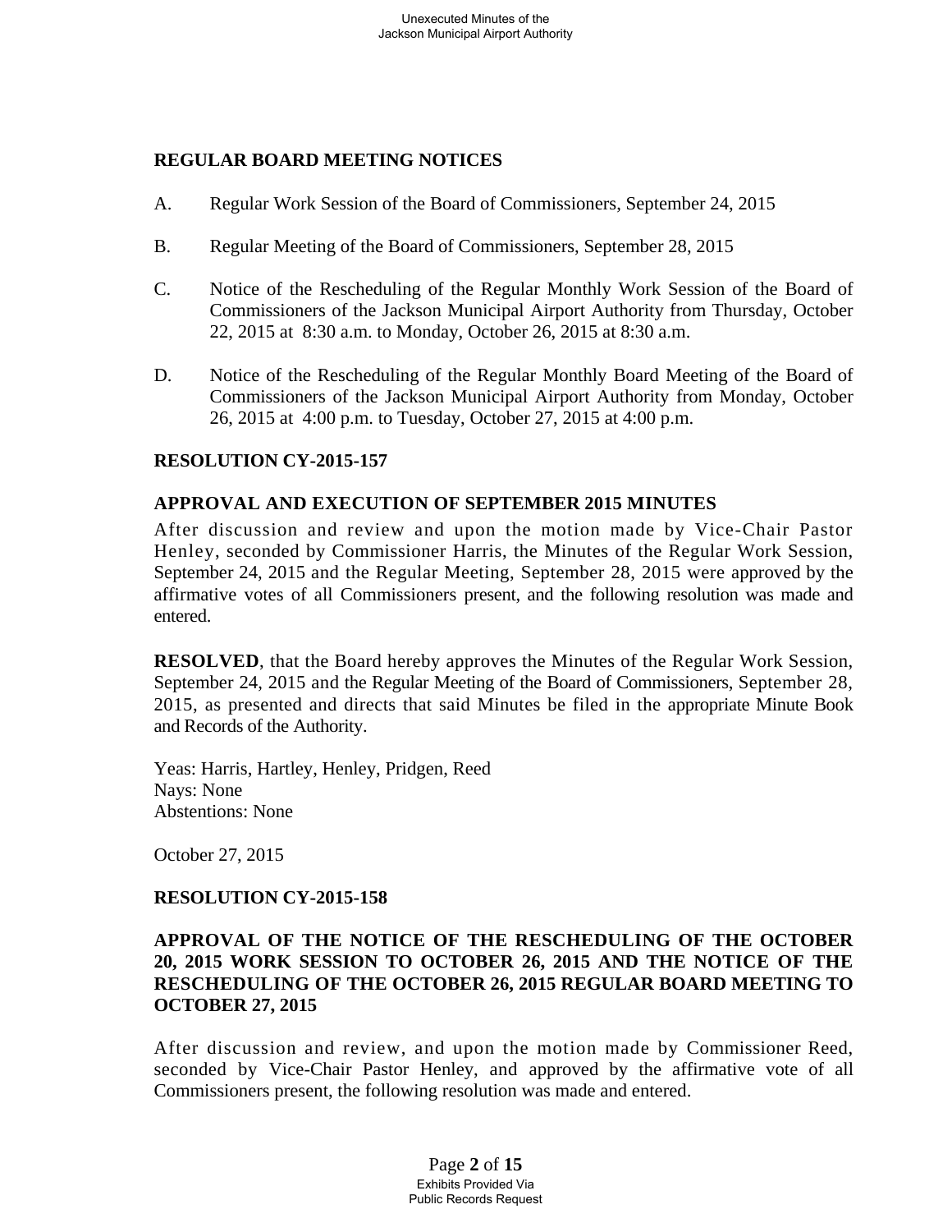## REGULAR BOARD MEETING NOTICES

A. Regular Work Session of the Board of Commissioners, September 24, 2015

B. Regular Meeting of the Board of Commissioners, September 28, 2015

C. Notice of the Rescheduling of the Regular Monthly Work Session of the Board of Commissioners of the Jackson Municipal Airport Authority from Thursday, October 22, 2015 at 8:30 a.m. to Monday, October 26, 2015 at 8:30 a.m.

D. Notice of the Rescheduling of the Regular Monthly Board Meeting of the Board of Commissioners of the Jackson Municipal Airport Authority from Monday, October 26, 2015 at 4:00 p.m. to Tuesday, October 27, 2015 at 4:00 p.m.

## RESOLUTION CY-2015-157

### APPROVAL AND EXECUTION OF SEPTEMBER 2015 MINUTES

After discussion and review and upon the motion made by Vice-Chair Pastor Henley, seconded by Commissioner Harris, the Minutes of the Regular Work Session, September 24, 2015 and the Regular Meeting, September 28, 2015 were approved by the affirmative votes of all Commissioners present, and the following resolution was made and entered.

**RESOLVED**, that the Board hereby approves the Minutes of the Regular Work Session, September 24, 2015 and the Regular Meeting of the Board of Commissioners, September 28, 2015, as presented and directs that said Minutes be filed in the appropriate Minute Book and Records of the Authority.

Yeas: Harris, Hartley, Henley, Pridgen, Reed
Nays: None
Abstentions: None

October 27, 2015

## RESOLUTION CY-2015-158

### APPROVAL OF THE NOTICE OF THE RESCHEDULING OF THE OCTOBER 20, 2015 WORK SESSION TO OCTOBER 26, 2015 AND THE NOTICE OF THE RESCHEDULING OF THE OCTOBER 26, 2015 REGULAR BOARD MEETING TO OCTOBER 27, 2015

After discussion and review, and upon the motion made by Commissioner Reed, seconded by Vice-Chair Pastor Henley, and approved by the affirmative vote of all Commissioners present, the following resolution was made and entered.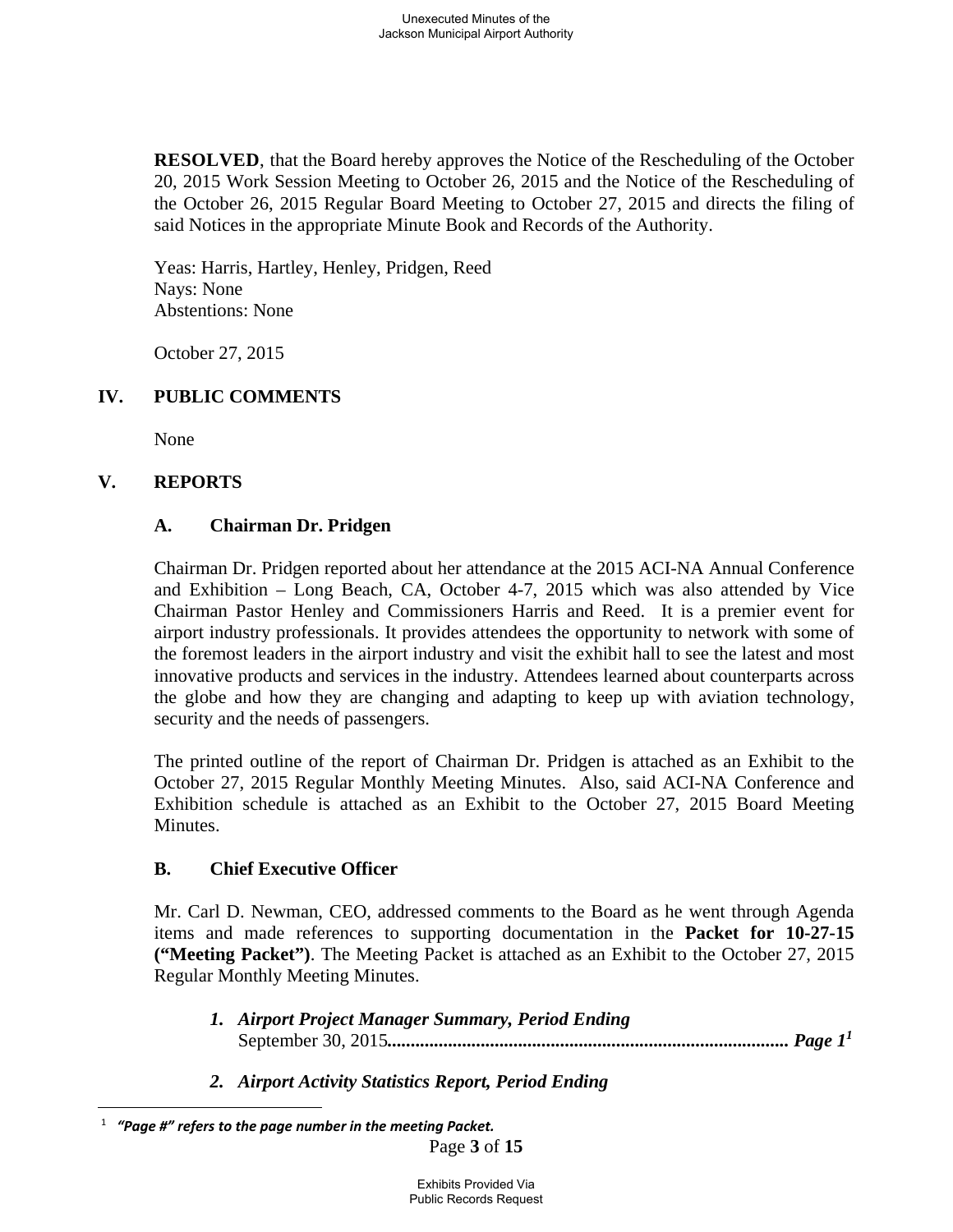**RESOLVED**, that the Board hereby approves the Notice of the Rescheduling of the October 20, 2015 Work Session Meeting to October 26, 2015 and the Notice of the Rescheduling of the October 26, 2015 Regular Board Meeting to October 27, 2015 and directs the filing of said Notices in the appropriate Minute Book and Records of the Authority.

Yeas: Harris, Hartley, Henley, Pridgen, Reed
Nays: None
Abstentions: None

October 27, 2015

## IV. PUBLIC COMMENTS

None

## V. REPORTS

### A. Chairman Dr. Pridgen

Chairman Dr. Pridgen reported about her attendance at the 2015 ACI-NA Annual Conference and Exhibition – Long Beach, CA, October 4-7, 2015 which was also attended by Vice Chairman Pastor Henley and Commissioners Harris and Reed. It is a premier event for airport industry professionals. It provides attendees the opportunity to network with some of the foremost leaders in the airport industry and visit the exhibit hall to see the latest and most innovative products and services in the industry. Attendees learned about counterparts across the globe and how they are changing and adapting to keep up with aviation technology, security and the needs of passengers.

The printed outline of the report of Chairman Dr. Pridgen is attached as an Exhibit to the October 27, 2015 Regular Monthly Meeting Minutes. Also, said ACI-NA Conference and Exhibition schedule is attached as an Exhibit to the October 27, 2015 Board Meeting Minutes.

### B. Chief Executive Officer

Mr. Carl D. Newman, CEO, addressed comments to the Board as he went through Agenda items and made references to supporting documentation in the **Packet for 10-27-15 ("Meeting Packet")**. The Meeting Packet is attached as an Exhibit to the October 27, 2015 Regular Monthly Meeting Minutes.

1. ***Airport Project Manager Summary, Period Ending*** September 30, 2015**........................................................................................ *Page 1*** [1]

2. ***Airport Activity Statistics Report, Period Ending***

[1] ***"Page #" refers to the page number in the meeting Packet.***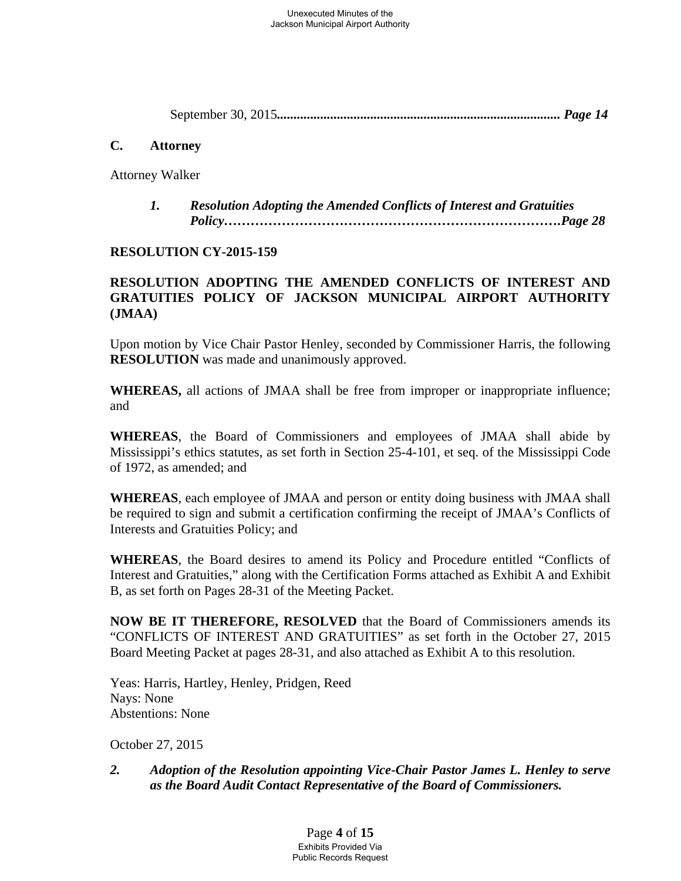September 30, 2015**................................................................................... *Page 14***

**C. Attorney**

Attorney Walker

***1. Resolution Adopting the Amended Conflicts of Interest and Gratuities Policy……………………………………………………………….Page 28***

**RESOLUTION CY-2015-159**

**RESOLUTION ADOPTING THE AMENDED CONFLICTS OF INTEREST AND GRATUITIES POLICY OF JACKSON MUNICIPAL AIRPORT AUTHORITY (JMAA)**

Upon motion by Vice Chair Pastor Henley, seconded by Commissioner Harris, the following **RESOLUTION** was made and unanimously approved.

**WHEREAS,** all actions of JMAA shall be free from improper or inappropriate influence; and

**WHEREAS**, the Board of Commissioners and employees of JMAA shall abide by Mississippi's ethics statutes, as set forth in Section 25-4-101, et seq. of the Mississippi Code of 1972, as amended; and

**WHEREAS**, each employee of JMAA and person or entity doing business with JMAA shall be required to sign and submit a certification confirming the receipt of JMAA's Conflicts of Interests and Gratuities Policy; and

**WHEREAS**, the Board desires to amend its Policy and Procedure entitled "Conflicts of Interest and Gratuities," along with the Certification Forms attached as Exhibit A and Exhibit B, as set forth on Pages 28-31 of the Meeting Packet.

**NOW BE IT THEREFORE, RESOLVED** that the Board of Commissioners amends its "CONFLICTS OF INTEREST AND GRATUITIES" as set forth in the October 27, 2015 Board Meeting Packet at pages 28-31, and also attached as Exhibit A to this resolution.

Yeas: Harris, Hartley, Henley, Pridgen, Reed
Nays: None
Abstentions: None

October 27, 2015

***2. Adoption of the Resolution appointing Vice-Chair Pastor James L. Henley to serve as the Board Audit Contact Representative of the Board of Commissioners.***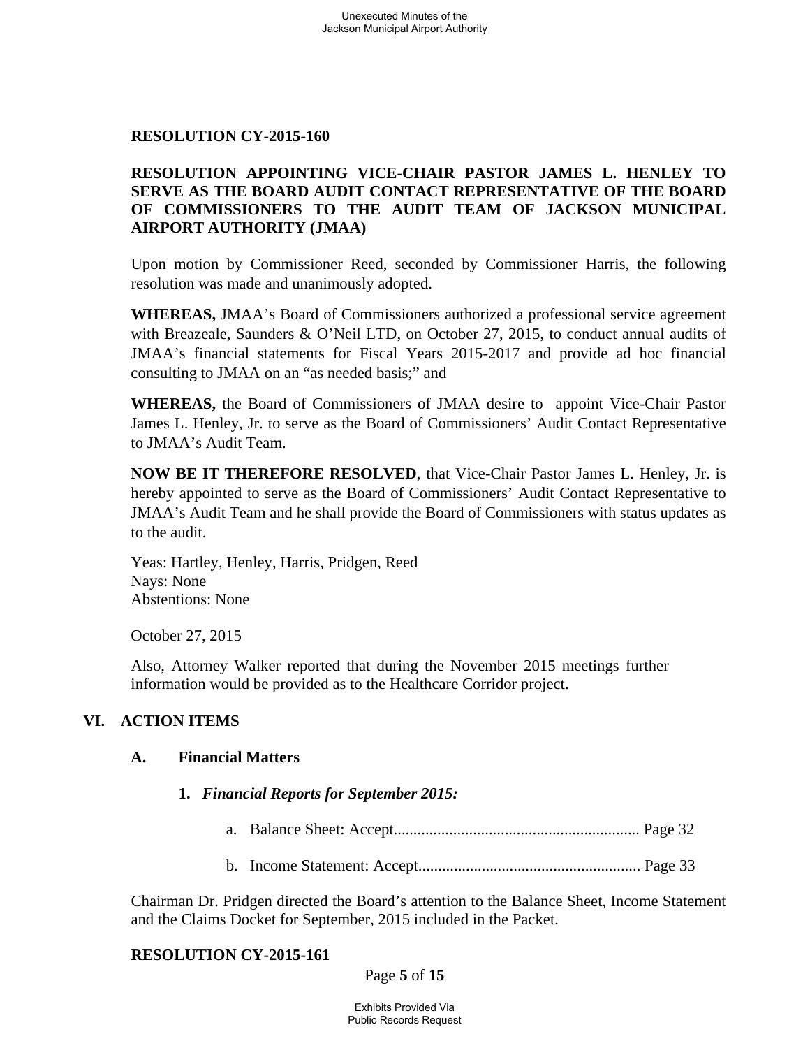**RESOLUTION CY-2015-160**

**RESOLUTION APPOINTING VICE-CHAIR PASTOR JAMES L. HENLEY TO SERVE AS THE BOARD AUDIT CONTACT REPRESENTATIVE OF THE BOARD OF COMMISSIONERS TO THE AUDIT TEAM OF JACKSON MUNICIPAL AIRPORT AUTHORITY (JMAA)**

Upon motion by Commissioner Reed, seconded by Commissioner Harris, the following resolution was made and unanimously adopted.

**WHEREAS,** JMAA's Board of Commissioners authorized a professional service agreement with Breazeale, Saunders & O'Neil LTD, on October 27, 2015, to conduct annual audits of JMAA's financial statements for Fiscal Years 2015-2017 and provide ad hoc financial consulting to JMAA on an "as needed basis;" and

**WHEREAS,** the Board of Commissioners of JMAA desire to appoint Vice-Chair Pastor James L. Henley, Jr. to serve as the Board of Commissioners' Audit Contact Representative to JMAA's Audit Team.

**NOW BE IT THEREFORE RESOLVED**, that Vice-Chair Pastor James L. Henley, Jr. is hereby appointed to serve as the Board of Commissioners' Audit Contact Representative to JMAA's Audit Team and he shall provide the Board of Commissioners with status updates as to the audit.

Yeas: Hartley, Henley, Harris, Pridgen, Reed
Nays: None
Abstentions: None

October 27, 2015

Also, Attorney Walker reported that during the November 2015 meetings further information would be provided as to the Healthcare Corridor project.

## VI. ACTION ITEMS

### A. Financial Matters

1. ***Financial Reports for September 2015:***

   a. Balance Sheet: Accept.............................................................. Page 32

   b. Income Statement: Accept........................................................ Page 33

Chairman Dr. Pridgen directed the Board's attention to the Balance Sheet, Income Statement and the Claims Docket for September, 2015 included in the Packet.

**RESOLUTION CY-2015-161**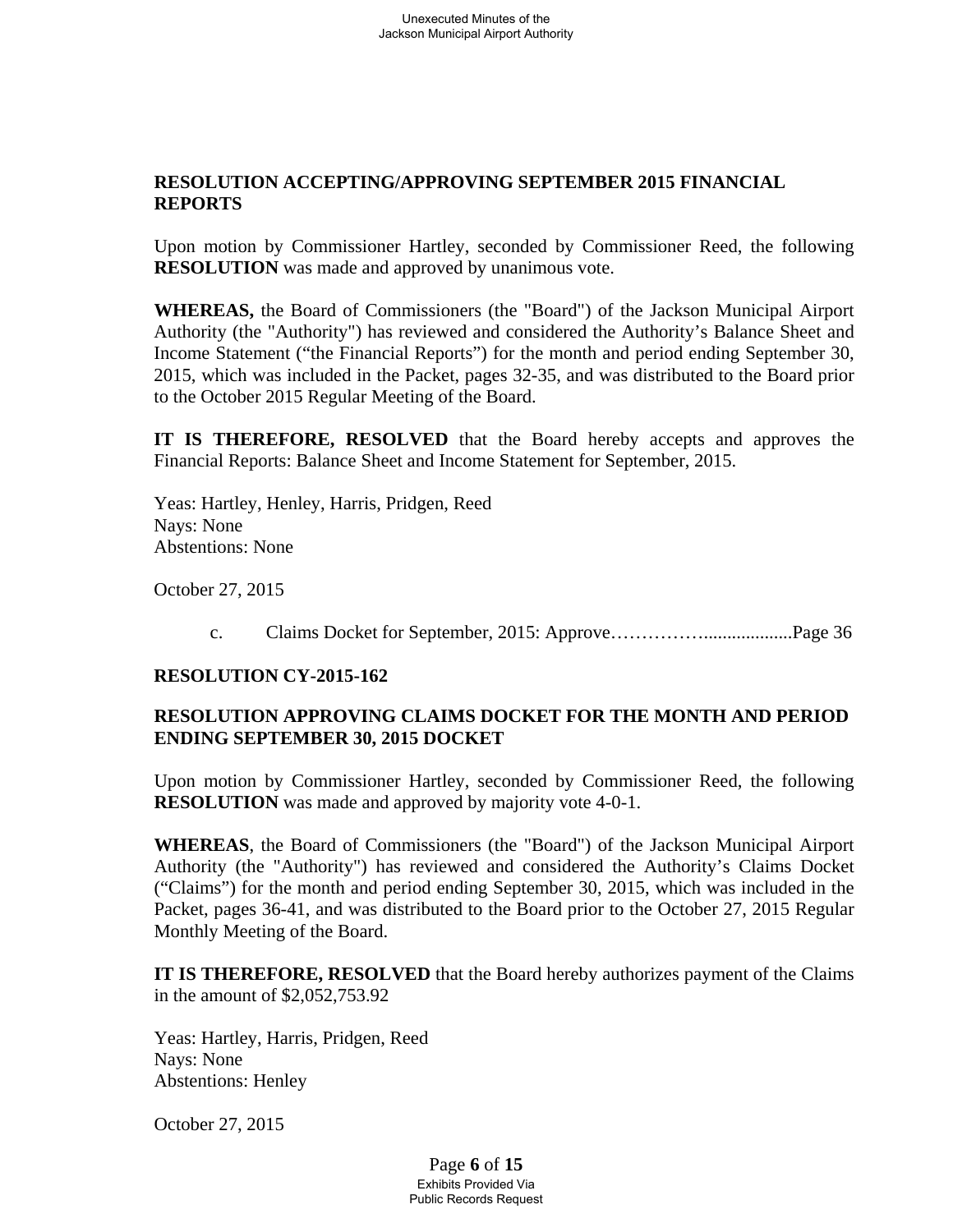**RESOLUTION ACCEPTING/APPROVING SEPTEMBER 2015 FINANCIAL REPORTS**

Upon motion by Commissioner Hartley, seconded by Commissioner Reed, the following **RESOLUTION** was made and approved by unanimous vote.

**WHEREAS,** the Board of Commissioners (the "Board") of the Jackson Municipal Airport Authority (the "Authority") has reviewed and considered the Authority's Balance Sheet and Income Statement ("the Financial Reports") for the month and period ending September 30, 2015, which was included in the Packet, pages 32-35, and was distributed to the Board prior to the October 2015 Regular Meeting of the Board.

**IT IS THEREFORE, RESOLVED** that the Board hereby accepts and approves the Financial Reports: Balance Sheet and Income Statement for September, 2015.

Yeas: Hartley, Henley, Harris, Pridgen, Reed
Nays: None
Abstentions: None

October 27, 2015

c. Claims Docket for September, 2015: Approve……………..................Page 36

**RESOLUTION CY-2015-162**

**RESOLUTION APPROVING CLAIMS DOCKET FOR THE MONTH AND PERIOD ENDING SEPTEMBER 30, 2015 DOCKET**

Upon motion by Commissioner Hartley, seconded by Commissioner Reed, the following **RESOLUTION** was made and approved by majority vote 4-0-1.

**WHEREAS**, the Board of Commissioners (the "Board") of the Jackson Municipal Airport Authority (the "Authority") has reviewed and considered the Authority's Claims Docket ("Claims") for the month and period ending September 30, 2015, which was included in the Packet, pages 36-41, and was distributed to the Board prior to the October 27, 2015 Regular Monthly Meeting of the Board.

**IT IS THEREFORE, RESOLVED** that the Board hereby authorizes payment of the Claims in the amount of $2,052,753.92

Yeas: Hartley, Harris, Pridgen, Reed
Nays: None
Abstentions: Henley

October 27, 2015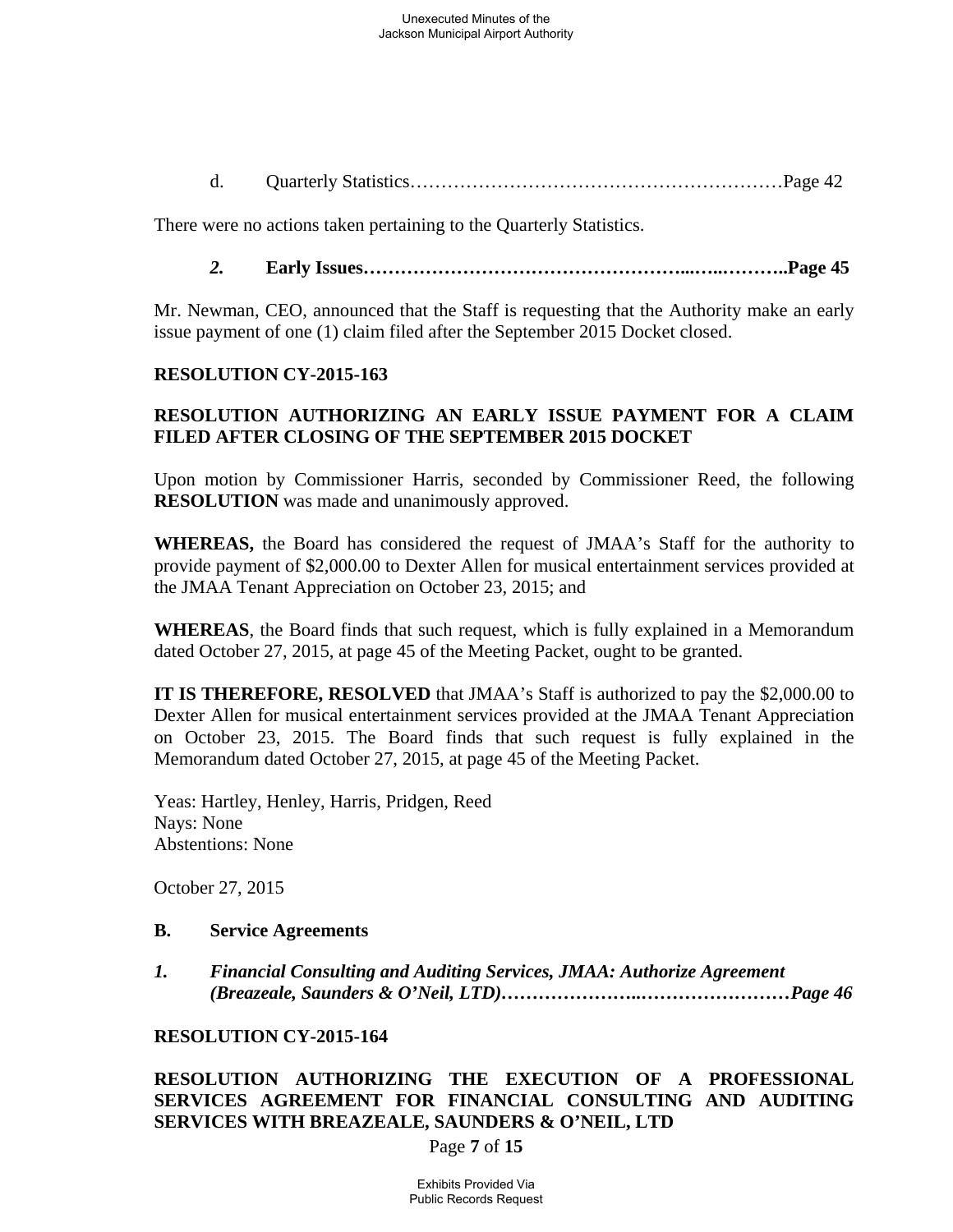d. Quarterly Statistics…………………………………………………Page 42

There were no actions taken pertaining to the Quarterly Statistics.

***2.*** **Early Issues…………………………………………..…..………..Page 45**

Mr. Newman, CEO, announced that the Staff is requesting that the Authority make an early issue payment of one (1) claim filed after the September 2015 Docket closed.

**RESOLUTION CY-2015-163**

**RESOLUTION AUTHORIZING AN EARLY ISSUE PAYMENT FOR A CLAIM FILED AFTER CLOSING OF THE SEPTEMBER 2015 DOCKET**

Upon motion by Commissioner Harris, seconded by Commissioner Reed, the following **RESOLUTION** was made and unanimously approved.

**WHEREAS,** the Board has considered the request of JMAA's Staff for the authority to provide payment of $2,000.00 to Dexter Allen for musical entertainment services provided at the JMAA Tenant Appreciation on October 23, 2015; and

**WHEREAS**, the Board finds that such request, which is fully explained in a Memorandum dated October 27, 2015, at page 45 of the Meeting Packet, ought to be granted.

**IT IS THEREFORE, RESOLVED** that JMAA's Staff is authorized to pay the $2,000.00 to Dexter Allen for musical entertainment services provided at the JMAA Tenant Appreciation on October 23, 2015. The Board finds that such request is fully explained in the Memorandum dated October 27, 2015, at page 45 of the Meeting Packet.

Yeas: Hartley, Henley, Harris, Pridgen, Reed
Nays: None
Abstentions: None

October 27, 2015

**B. Service Agreements**

***1. Financial Consulting and Auditing Services, JMAA: Authorize Agreement (Breazeale, Saunders & O'Neil, LTD)…………………..……………………Page 46***

**RESOLUTION CY-2015-164**

**RESOLUTION AUTHORIZING THE EXECUTION OF A PROFESSIONAL SERVICES AGREEMENT FOR FINANCIAL CONSULTING AND AUDITING SERVICES WITH BREAZEALE, SAUNDERS & O'NEIL, LTD**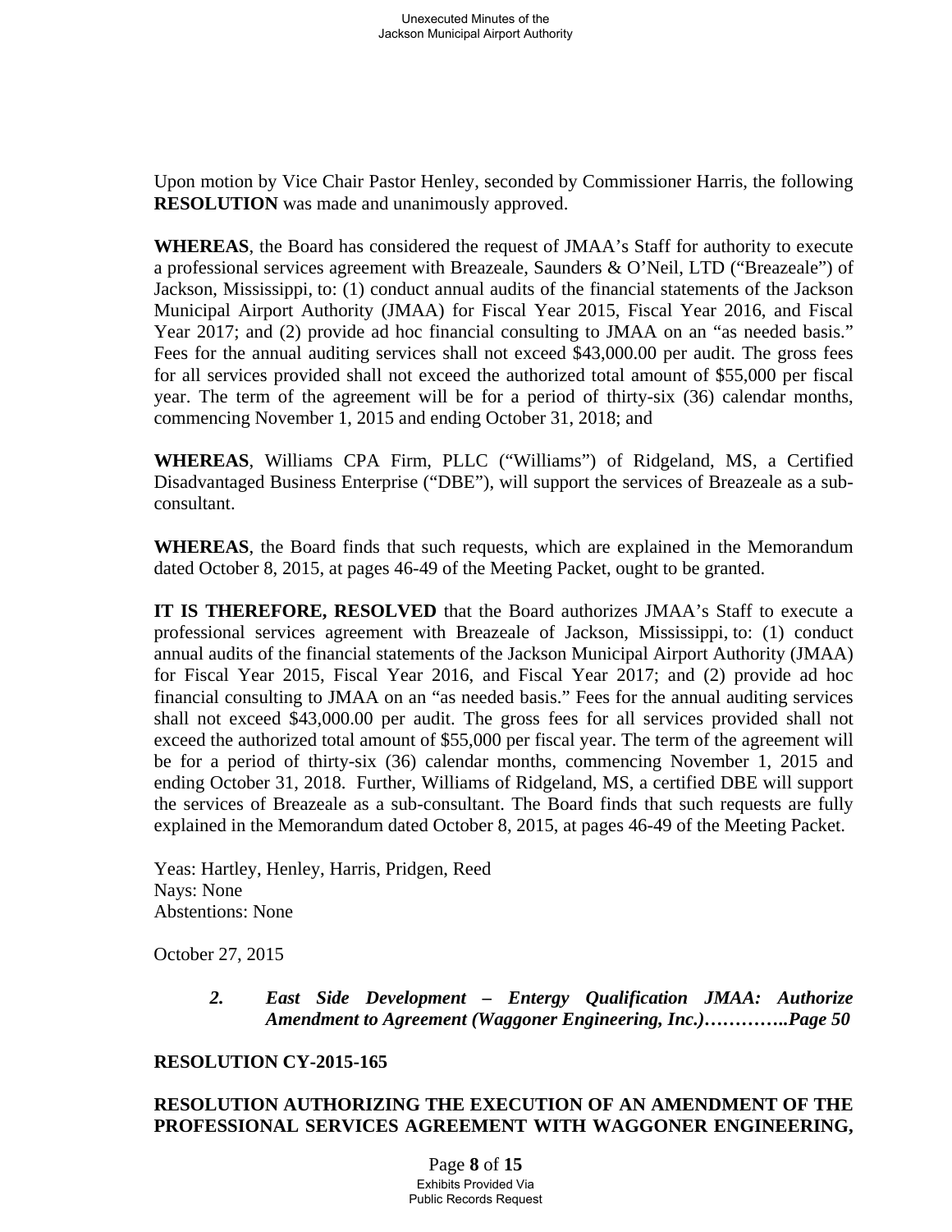Upon motion by Vice Chair Pastor Henley, seconded by Commissioner Harris, the following **RESOLUTION** was made and unanimously approved.

**WHEREAS**, the Board has considered the request of JMAA's Staff for authority to execute a professional services agreement with Breazeale, Saunders & O'Neil, LTD ("Breazeale") of Jackson, Mississippi, to: (1) conduct annual audits of the financial statements of the Jackson Municipal Airport Authority (JMAA) for Fiscal Year 2015, Fiscal Year 2016, and Fiscal Year 2017; and (2) provide ad hoc financial consulting to JMAA on an "as needed basis." Fees for the annual auditing services shall not exceed $43,000.00 per audit. The gross fees for all services provided shall not exceed the authorized total amount of $55,000 per fiscal year. The term of the agreement will be for a period of thirty-six (36) calendar months, commencing November 1, 2015 and ending October 31, 2018; and

**WHEREAS**, Williams CPA Firm, PLLC ("Williams") of Ridgeland, MS, a Certified Disadvantaged Business Enterprise ("DBE"), will support the services of Breazeale as a sub-consultant.

**WHEREAS**, the Board finds that such requests, which are explained in the Memorandum dated October 8, 2015, at pages 46-49 of the Meeting Packet, ought to be granted.

**IT IS THEREFORE, RESOLVED** that the Board authorizes JMAA's Staff to execute a professional services agreement with Breazeale of Jackson, Mississippi, to: (1) conduct annual audits of the financial statements of the Jackson Municipal Airport Authority (JMAA) for Fiscal Year 2015, Fiscal Year 2016, and Fiscal Year 2017; and (2) provide ad hoc financial consulting to JMAA on an "as needed basis." Fees for the annual auditing services shall not exceed $43,000.00 per audit. The gross fees for all services provided shall not exceed the authorized total amount of $55,000 per fiscal year. The term of the agreement will be for a period of thirty-six (36) calendar months, commencing November 1, 2015 and ending October 31, 2018. Further, Williams of Ridgeland, MS, a certified DBE will support the services of Breazeale as a sub-consultant. The Board finds that such requests are fully explained in the Memorandum dated October 8, 2015, at pages 46-49 of the Meeting Packet.

Yeas: Hartley, Henley, Harris, Pridgen, Reed
Nays: None
Abstentions: None

October 27, 2015

> ***2. East Side Development – Entergy Qualification JMAA: Authorize Amendment to Agreement (Waggoner Engineering, Inc.)…………..Page 50***

**RESOLUTION CY-2015-165**

**RESOLUTION AUTHORIZING THE EXECUTION OF AN AMENDMENT OF THE PROFESSIONAL SERVICES AGREEMENT WITH WAGGONER ENGINEERING,**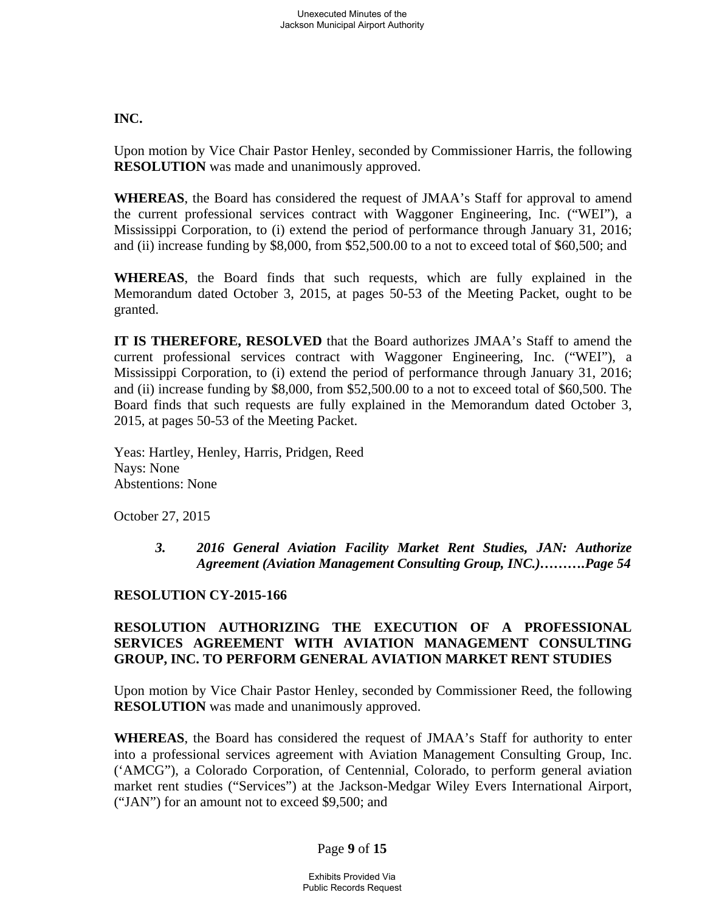**INC.**

Upon motion by Vice Chair Pastor Henley, seconded by Commissioner Harris, the following **RESOLUTION** was made and unanimously approved.

**WHEREAS**, the Board has considered the request of JMAA's Staff for approval to amend the current professional services contract with Waggoner Engineering, Inc. ("WEI"), a Mississippi Corporation, to (i) extend the period of performance through January 31, 2016; and (ii) increase funding by $8,000, from $52,500.00 to a not to exceed total of $60,500; and

**WHEREAS**, the Board finds that such requests, which are fully explained in the Memorandum dated October 3, 2015, at pages 50-53 of the Meeting Packet, ought to be granted.

**IT IS THEREFORE, RESOLVED** that the Board authorizes JMAA's Staff to amend the current professional services contract with Waggoner Engineering, Inc. ("WEI"), a Mississippi Corporation, to (i) extend the period of performance through January 31, 2016; and (ii) increase funding by $8,000, from $52,500.00 to a not to exceed total of $60,500. The Board finds that such requests are fully explained in the Memorandum dated October 3, 2015, at pages 50-53 of the Meeting Packet.

Yeas: Hartley, Henley, Harris, Pridgen, Reed
Nays: None
Abstentions: None

October 27, 2015

> ***3. 2016 General Aviation Facility Market Rent Studies, JAN: Authorize Agreement (Aviation Management Consulting Group, INC.)……….Page 54***

**RESOLUTION CY-2015-166**

**RESOLUTION AUTHORIZING THE EXECUTION OF A PROFESSIONAL SERVICES AGREEMENT WITH AVIATION MANAGEMENT CONSULTING GROUP, INC. TO PERFORM GENERAL AVIATION MARKET RENT STUDIES**

Upon motion by Vice Chair Pastor Henley, seconded by Commissioner Reed, the following **RESOLUTION** was made and unanimously approved.

**WHEREAS**, the Board has considered the request of JMAA's Staff for authority to enter into a professional services agreement with Aviation Management Consulting Group, Inc. ('AMCG"), a Colorado Corporation, of Centennial, Colorado, to perform general aviation market rent studies ("Services") at the Jackson-Medgar Wiley Evers International Airport, ("JAN") for an amount not to exceed $9,500; and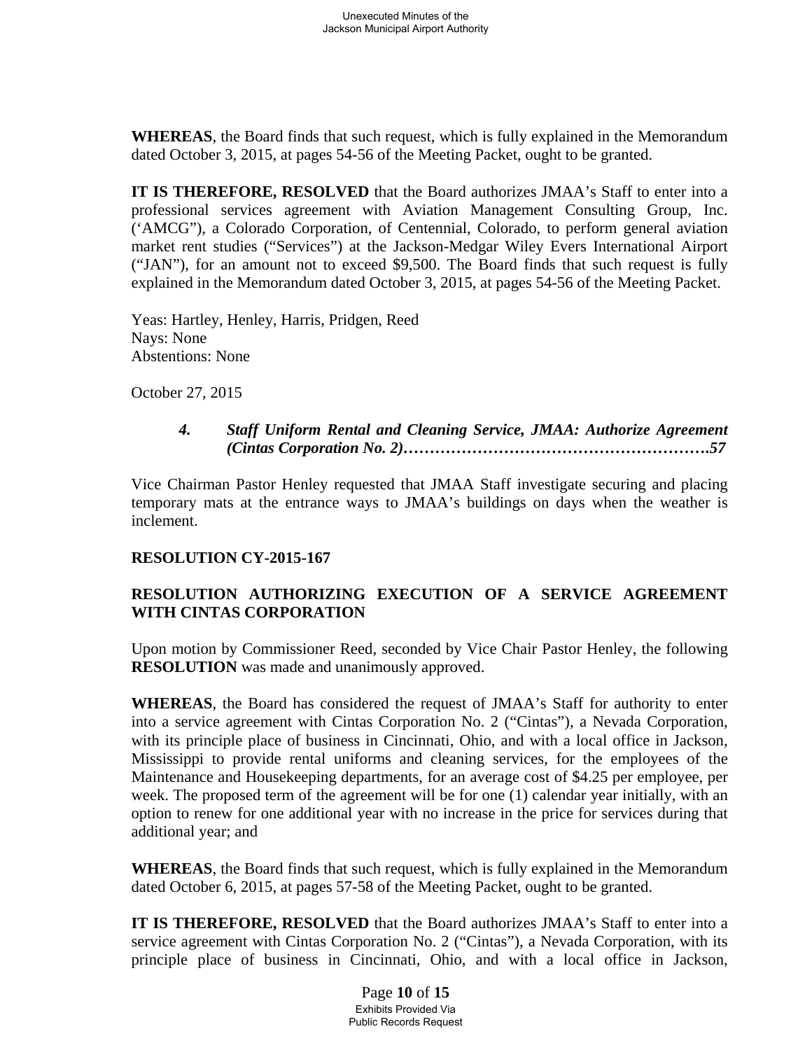**WHEREAS**, the Board finds that such request, which is fully explained in the Memorandum dated October 3, 2015, at pages 54-56 of the Meeting Packet, ought to be granted.

**IT IS THEREFORE, RESOLVED** that the Board authorizes JMAA's Staff to enter into a professional services agreement with Aviation Management Consulting Group, Inc. ('AMCG"), a Colorado Corporation, of Centennial, Colorado, to perform general aviation market rent studies ("Services") at the Jackson-Medgar Wiley Evers International Airport ("JAN"), for an amount not to exceed $9,500. The Board finds that such request is fully explained in the Memorandum dated October 3, 2015, at pages 54-56 of the Meeting Packet.

Yeas: Hartley, Henley, Harris, Pridgen, Reed
Nays: None
Abstentions: None

October 27, 2015

> ***4. Staff Uniform Rental and Cleaning Service, JMAA: Authorize Agreement (Cintas Corporation No. 2)…………………………………………………57***

Vice Chairman Pastor Henley requested that JMAA Staff investigate securing and placing temporary mats at the entrance ways to JMAA's buildings on days when the weather is inclement.

**RESOLUTION CY-2015-167**

**RESOLUTION AUTHORIZING EXECUTION OF A SERVICE AGREEMENT WITH CINTAS CORPORATION**

Upon motion by Commissioner Reed, seconded by Vice Chair Pastor Henley, the following **RESOLUTION** was made and unanimously approved.

**WHEREAS**, the Board has considered the request of JMAA's Staff for authority to enter into a service agreement with Cintas Corporation No. 2 ("Cintas"), a Nevada Corporation, with its principle place of business in Cincinnati, Ohio, and with a local office in Jackson, Mississippi to provide rental uniforms and cleaning services, for the employees of the Maintenance and Housekeeping departments, for an average cost of $4.25 per employee, per week. The proposed term of the agreement will be for one (1) calendar year initially, with an option to renew for one additional year with no increase in the price for services during that additional year; and

**WHEREAS**, the Board finds that such request, which is fully explained in the Memorandum dated October 6, 2015, at pages 57-58 of the Meeting Packet, ought to be granted.

**IT IS THEREFORE, RESOLVED** that the Board authorizes JMAA's Staff to enter into a service agreement with Cintas Corporation No. 2 ("Cintas"), a Nevada Corporation, with its principle place of business in Cincinnati, Ohio, and with a local office in Jackson,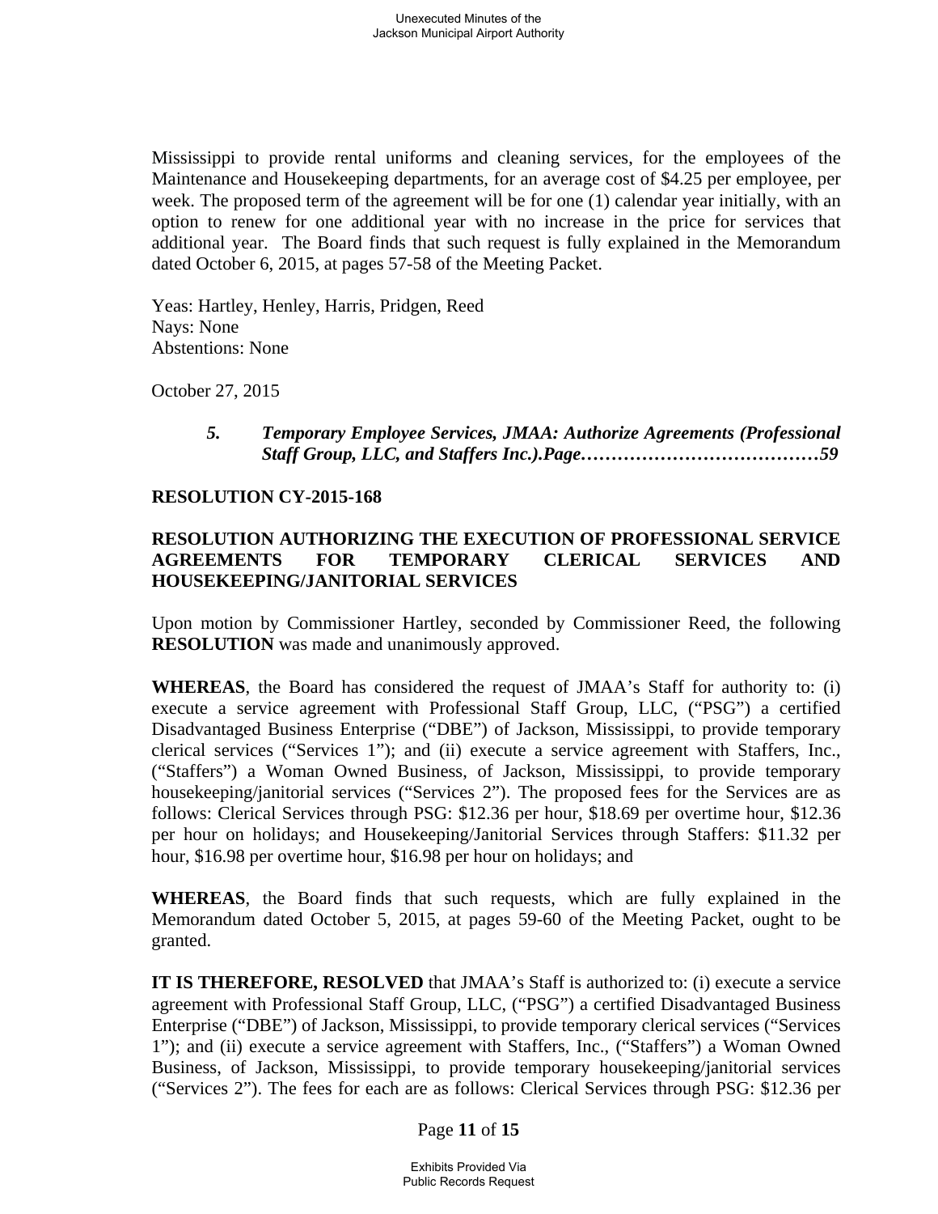Mississippi to provide rental uniforms and cleaning services, for the employees of the Maintenance and Housekeeping departments, for an average cost of $4.25 per employee, per week. The proposed term of the agreement will be for one (1) calendar year initially, with an option to renew for one additional year with no increase in the price for services that additional year. The Board finds that such request is fully explained in the Memorandum dated October 6, 2015, at pages 57-58 of the Meeting Packet.

Yeas: Hartley, Henley, Harris, Pridgen, Reed
Nays: None
Abstentions: None

October 27, 2015

> ***5. Temporary Employee Services, JMAA: Authorize Agreements (Professional Staff Group, LLC, and Staffers Inc.).Page…………………………………59***

**RESOLUTION CY-2015-168**

**RESOLUTION AUTHORIZING THE EXECUTION OF PROFESSIONAL SERVICE AGREEMENTS FOR TEMPORARY CLERICAL SERVICES AND HOUSEKEEPING/JANITORIAL SERVICES**

Upon motion by Commissioner Hartley, seconded by Commissioner Reed, the following **RESOLUTION** was made and unanimously approved.

**WHEREAS**, the Board has considered the request of JMAA's Staff for authority to: (i) execute a service agreement with Professional Staff Group, LLC, ("PSG") a certified Disadvantaged Business Enterprise ("DBE") of Jackson, Mississippi, to provide temporary clerical services ("Services 1"); and (ii) execute a service agreement with Staffers, Inc., ("Staffers") a Woman Owned Business, of Jackson, Mississippi, to provide temporary housekeeping/janitorial services ("Services 2"). The proposed fees for the Services are as follows: Clerical Services through PSG: $12.36 per hour, $18.69 per overtime hour, $12.36 per hour on holidays; and Housekeeping/Janitorial Services through Staffers: $11.32 per hour, $16.98 per overtime hour, $16.98 per hour on holidays; and

**WHEREAS**, the Board finds that such requests, which are fully explained in the Memorandum dated October 5, 2015, at pages 59-60 of the Meeting Packet, ought to be granted.

**IT IS THEREFORE, RESOLVED** that JMAA's Staff is authorized to: (i) execute a service agreement with Professional Staff Group, LLC, ("PSG") a certified Disadvantaged Business Enterprise ("DBE") of Jackson, Mississippi, to provide temporary clerical services ("Services 1"); and (ii) execute a service agreement with Staffers, Inc., ("Staffers") a Woman Owned Business, of Jackson, Mississippi, to provide temporary housekeeping/janitorial services ("Services 2"). The fees for each are as follows: Clerical Services through PSG: $12.36 per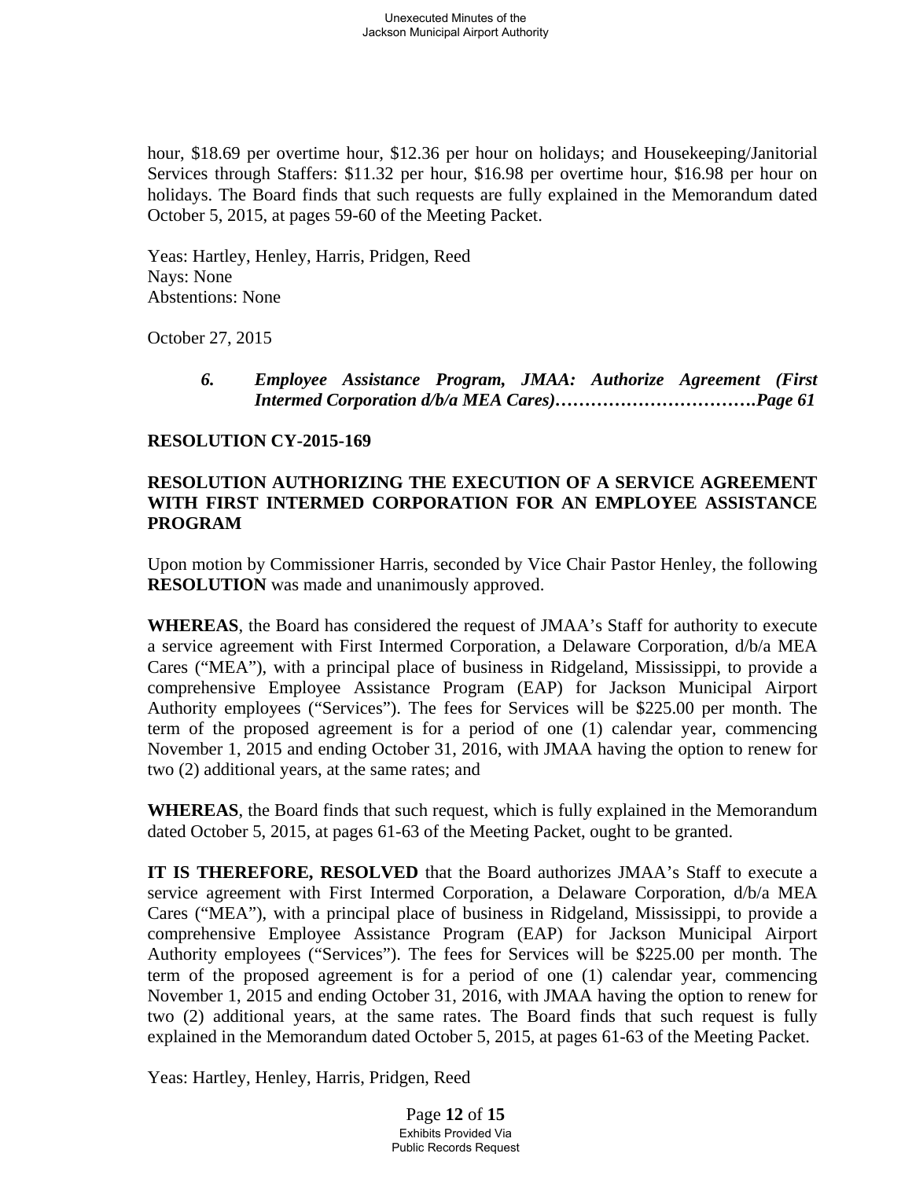hour, $18.69 per overtime hour, $12.36 per hour on holidays; and Housekeeping/Janitorial Services through Staffers: $11.32 per hour, $16.98 per overtime hour, $16.98 per hour on holidays. The Board finds that such requests are fully explained in the Memorandum dated October 5, 2015, at pages 59-60 of the Meeting Packet.

Yeas: Hartley, Henley, Harris, Pridgen, Reed
Nays: None
Abstentions: None

October 27, 2015

> ***6. Employee Assistance Program, JMAA: Authorize Agreement (First Intermed Corporation d/b/a MEA Cares)…………………………….Page 61***

**RESOLUTION CY-2015-169**

**RESOLUTION AUTHORIZING THE EXECUTION OF A SERVICE AGREEMENT WITH FIRST INTERMED CORPORATION FOR AN EMPLOYEE ASSISTANCE PROGRAM**

Upon motion by Commissioner Harris, seconded by Vice Chair Pastor Henley, the following **RESOLUTION** was made and unanimously approved.

**WHEREAS**, the Board has considered the request of JMAA's Staff for authority to execute a service agreement with First Intermed Corporation, a Delaware Corporation, d/b/a MEA Cares ("MEA"), with a principal place of business in Ridgeland, Mississippi, to provide a comprehensive Employee Assistance Program (EAP) for Jackson Municipal Airport Authority employees ("Services"). The fees for Services will be $225.00 per month. The term of the proposed agreement is for a period of one (1) calendar year, commencing November 1, 2015 and ending October 31, 2016, with JMAA having the option to renew for two (2) additional years, at the same rates; and

**WHEREAS**, the Board finds that such request, which is fully explained in the Memorandum dated October 5, 2015, at pages 61-63 of the Meeting Packet, ought to be granted.

**IT IS THEREFORE, RESOLVED** that the Board authorizes JMAA's Staff to execute a service agreement with First Intermed Corporation, a Delaware Corporation, d/b/a MEA Cares ("MEA"), with a principal place of business in Ridgeland, Mississippi, to provide a comprehensive Employee Assistance Program (EAP) for Jackson Municipal Airport Authority employees ("Services"). The fees for Services will be $225.00 per month. The term of the proposed agreement is for a period of one (1) calendar year, commencing November 1, 2015 and ending October 31, 2016, with JMAA having the option to renew for two (2) additional years, at the same rates. The Board finds that such request is fully explained in the Memorandum dated October 5, 2015, at pages 61-63 of the Meeting Packet.

Yeas: Hartley, Henley, Harris, Pridgen, Reed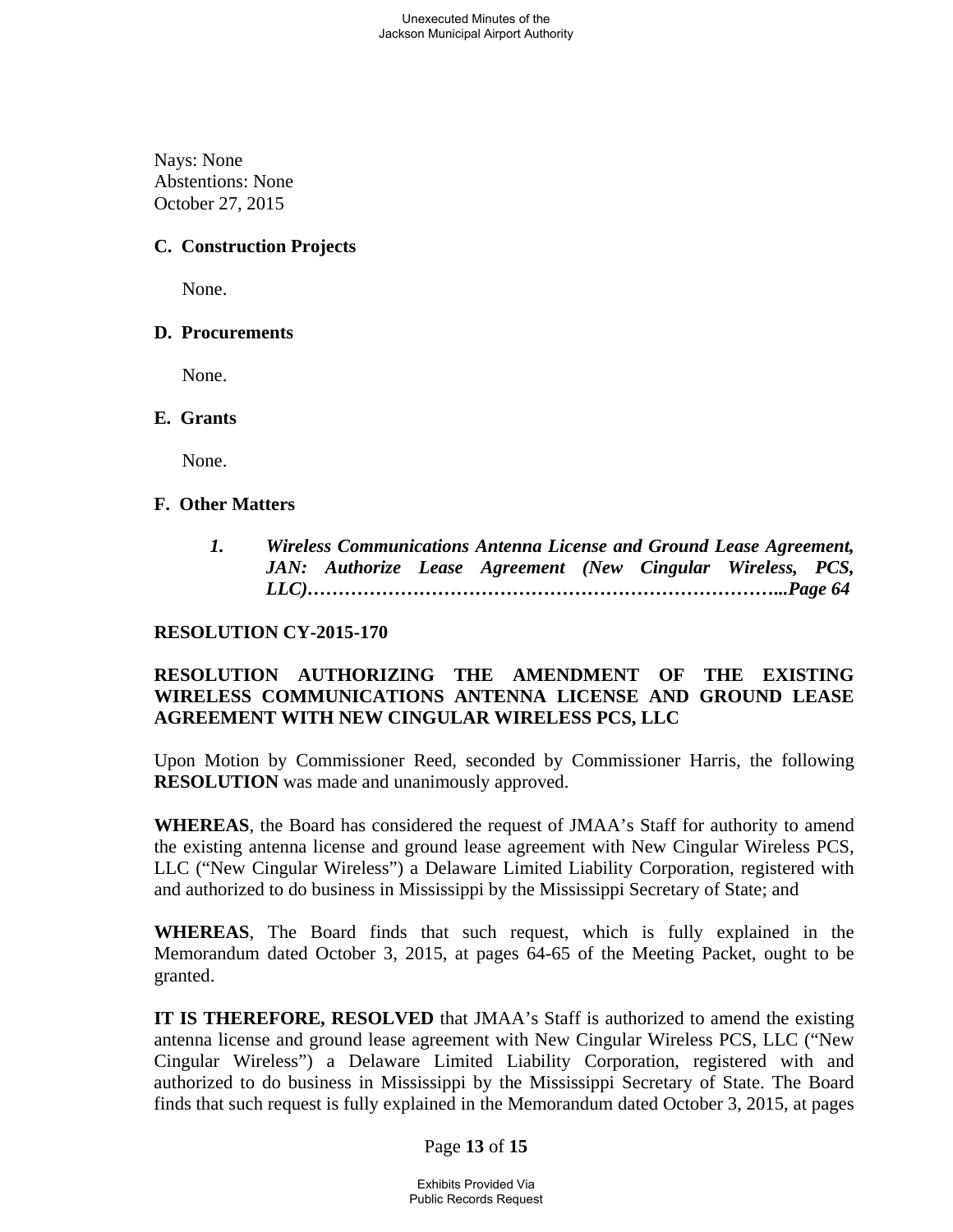Nays: None
Abstentions: None
October 27, 2015

**C. Construction Projects**

None.

**D. Procurements**

None.

**E. Grants**

None.

**F. Other Matters**

***1. Wireless Communications Antenna License and Ground Lease Agreement, JAN: Authorize Lease Agreement (New Cingular Wireless, PCS, LLC)…………………………………………………………………...Page 64***

**RESOLUTION CY-2015-170**

**RESOLUTION AUTHORIZING THE AMENDMENT OF THE EXISTING WIRELESS COMMUNICATIONS ANTENNA LICENSE AND GROUND LEASE AGREEMENT WITH NEW CINGULAR WIRELESS PCS, LLC**

Upon Motion by Commissioner Reed, seconded by Commissioner Harris, the following **RESOLUTION** was made and unanimously approved.

**WHEREAS**, the Board has considered the request of JMAA's Staff for authority to amend the existing antenna license and ground lease agreement with New Cingular Wireless PCS, LLC ("New Cingular Wireless") a Delaware Limited Liability Corporation, registered with and authorized to do business in Mississippi by the Mississippi Secretary of State; and

**WHEREAS**, The Board finds that such request, which is fully explained in the Memorandum dated October 3, 2015, at pages 64-65 of the Meeting Packet, ought to be granted.

**IT IS THEREFORE, RESOLVED** that JMAA's Staff is authorized to amend the existing antenna license and ground lease agreement with New Cingular Wireless PCS, LLC ("New Cingular Wireless") a Delaware Limited Liability Corporation, registered with and authorized to do business in Mississippi by the Mississippi Secretary of State. The Board finds that such request is fully explained in the Memorandum dated October 3, 2015, at pages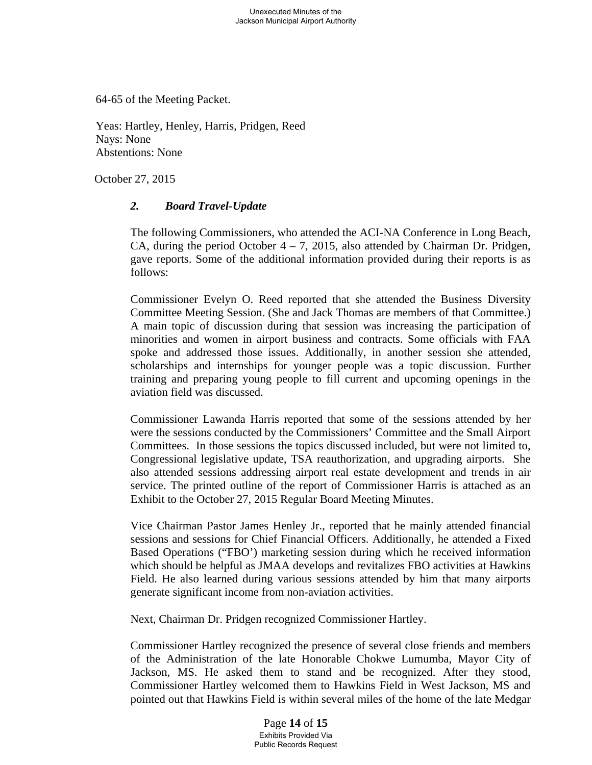64-65 of the Meeting Packet.

Yeas: Hartley, Henley, Harris, Pridgen, Reed
Nays: None
Abstentions: None

October 27, 2015

### *2. Board Travel-Update*

The following Commissioners, who attended the ACI-NA Conference in Long Beach, CA, during the period October 4 – 7, 2015, also attended by Chairman Dr. Pridgen, gave reports. Some of the additional information provided during their reports is as follows:

Commissioner Evelyn O. Reed reported that she attended the Business Diversity Committee Meeting Session. (She and Jack Thomas are members of that Committee.) A main topic of discussion during that session was increasing the participation of minorities and women in airport business and contracts. Some officials with FAA spoke and addressed those issues. Additionally, in another session she attended, scholarships and internships for younger people was a topic discussion. Further training and preparing young people to fill current and upcoming openings in the aviation field was discussed.

Commissioner Lawanda Harris reported that some of the sessions attended by her were the sessions conducted by the Commissioners' Committee and the Small Airport Committees. In those sessions the topics discussed included, but were not limited to, Congressional legislative update, TSA reauthorization, and upgrading airports. She also attended sessions addressing airport real estate development and trends in air service. The printed outline of the report of Commissioner Harris is attached as an Exhibit to the October 27, 2015 Regular Board Meeting Minutes.

Vice Chairman Pastor James Henley Jr., reported that he mainly attended financial sessions and sessions for Chief Financial Officers. Additionally, he attended a Fixed Based Operations ("FBO') marketing session during which he received information which should be helpful as JMAA develops and revitalizes FBO activities at Hawkins Field. He also learned during various sessions attended by him that many airports generate significant income from non-aviation activities.

Next, Chairman Dr. Pridgen recognized Commissioner Hartley.

Commissioner Hartley recognized the presence of several close friends and members of the Administration of the late Honorable Chokwe Lumumba, Mayor City of Jackson, MS. He asked them to stand and be recognized. After they stood, Commissioner Hartley welcomed them to Hawkins Field in West Jackson, MS and pointed out that Hawkins Field is within several miles of the home of the late Medgar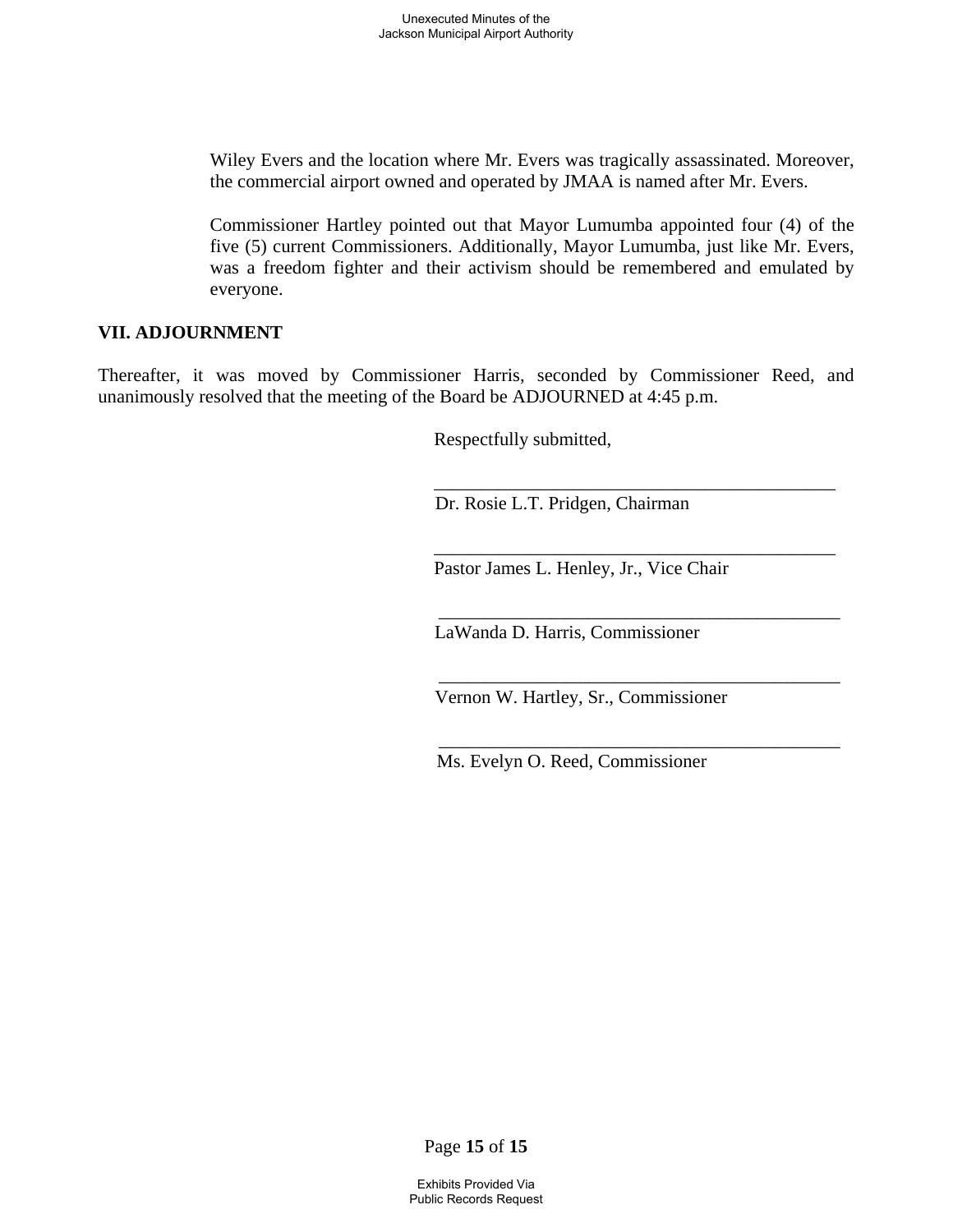Wiley Evers and the location where Mr. Evers was tragically assassinated. Moreover, the commercial airport owned and operated by JMAA is named after Mr. Evers.

Commissioner Hartley pointed out that Mayor Lumumba appointed four (4) of the five (5) current Commissioners. Additionally, Mayor Lumumba, just like Mr. Evers, was a freedom fighter and their activism should be remembered and emulated by everyone.

## VII. ADJOURNMENT

Thereafter, it was moved by Commissioner Harris, seconded by Commissioner Reed, and unanimously resolved that the meeting of the Board be ADJOURNED at 4:45 p.m.

Respectfully submitted,

\_\_\_\_\_\_\_\_\_\_\_\_\_\_\_\_\_\_\_\_\_\_\_\_\_\_\_\_\_\_\_\_\_\_\_\_\_\_\_\_\_\_\_\_

Dr. Rosie L.T. Pridgen, Chairman

\_\_\_\_\_\_\_\_\_\_\_\_\_\_\_\_\_\_\_\_\_\_\_\_\_\_\_\_\_\_\_\_\_\_\_\_\_\_\_\_\_\_\_\_

Pastor James L. Henley, Jr., Vice Chair

\_\_\_\_\_\_\_\_\_\_\_\_\_\_\_\_\_\_\_\_\_\_\_\_\_\_\_\_\_\_\_\_\_\_\_\_\_\_\_\_\_\_\_\_

LaWanda D. Harris, Commissioner

\_\_\_\_\_\_\_\_\_\_\_\_\_\_\_\_\_\_\_\_\_\_\_\_\_\_\_\_\_\_\_\_\_\_\_\_\_\_\_\_\_\_\_\_

Vernon W. Hartley, Sr., Commissioner

\_\_\_\_\_\_\_\_\_\_\_\_\_\_\_\_\_\_\_\_\_\_\_\_\_\_\_\_\_\_\_\_\_\_\_\_\_\_\_\_\_\_\_\_

Ms. Evelyn O. Reed, Commissioner